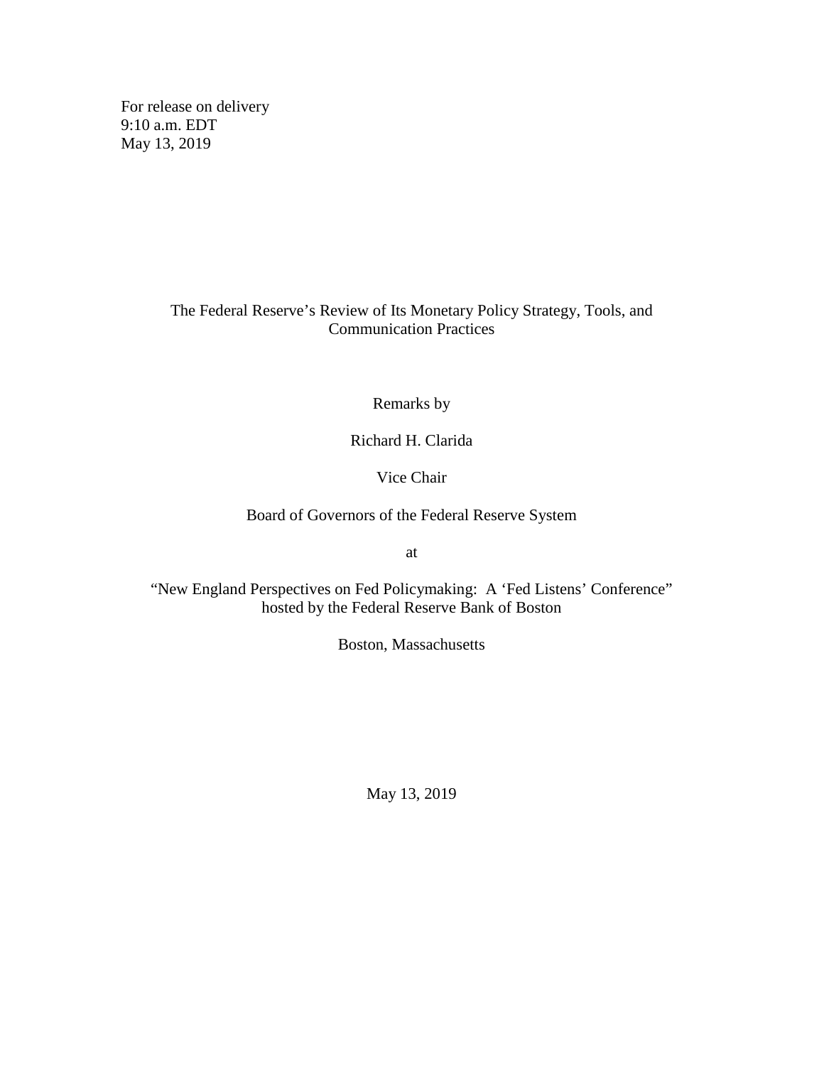For release on delivery
9:10 a.m. EDT
May 13, 2019

# The Federal Reserve's Review of Its Monetary Policy Strategy, Tools, and Communication Practices

Remarks by

Richard H. Clarida

Vice Chair

Board of Governors of the Federal Reserve System

at

"New England Perspectives on Fed Policymaking: A 'Fed Listens' Conference"
hosted by the Federal Reserve Bank of Boston

Boston, Massachusetts

May 13, 2019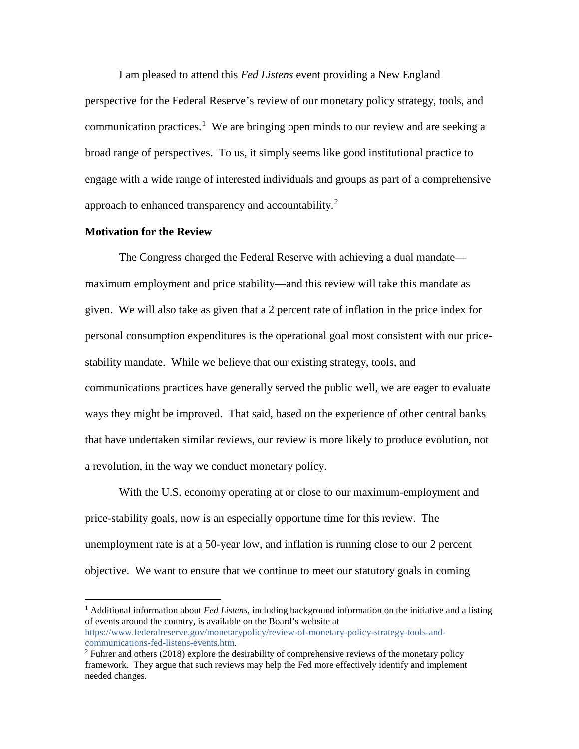I am pleased to attend this *Fed Listens* event providing a New England perspective for the Federal Reserve's review of our monetary policy strategy, tools, and communication practices.[1] We are bringing open minds to our review and are seeking a broad range of perspectives. To us, it simply seems like good institutional practice to engage with a wide range of interested individuals and groups as part of a comprehensive approach to enhanced transparency and accountability.[2]

**Motivation for the Review**

The Congress charged the Federal Reserve with achieving a dual mandate—maximum employment and price stability—and this review will take this mandate as given. We will also take as given that a 2 percent rate of inflation in the price index for personal consumption expenditures is the operational goal most consistent with our price-stability mandate. While we believe that our existing strategy, tools, and communications practices have generally served the public well, we are eager to evaluate ways they might be improved. That said, based on the experience of other central banks that have undertaken similar reviews, our review is more likely to produce evolution, not a revolution, in the way we conduct monetary policy.

With the U.S. economy operating at or close to our maximum-employment and price-stability goals, now is an especially opportune time for this review. The unemployment rate is at a 50-year low, and inflation is running close to our 2 percent objective. We want to ensure that we continue to meet our statutory goals in coming

---

[1] Additional information about *Fed Listens,* including background information on the initiative and a listing of events around the country, is available on the Board's website at https://www.federalreserve.gov/monetarypolicy/review-of-monetary-policy-strategy-tools-and-communications-fed-listens-events.htm.

[2] Fuhrer and others (2018) explore the desirability of comprehensive reviews of the monetary policy framework. They argue that such reviews may help the Fed more effectively identify and implement needed changes.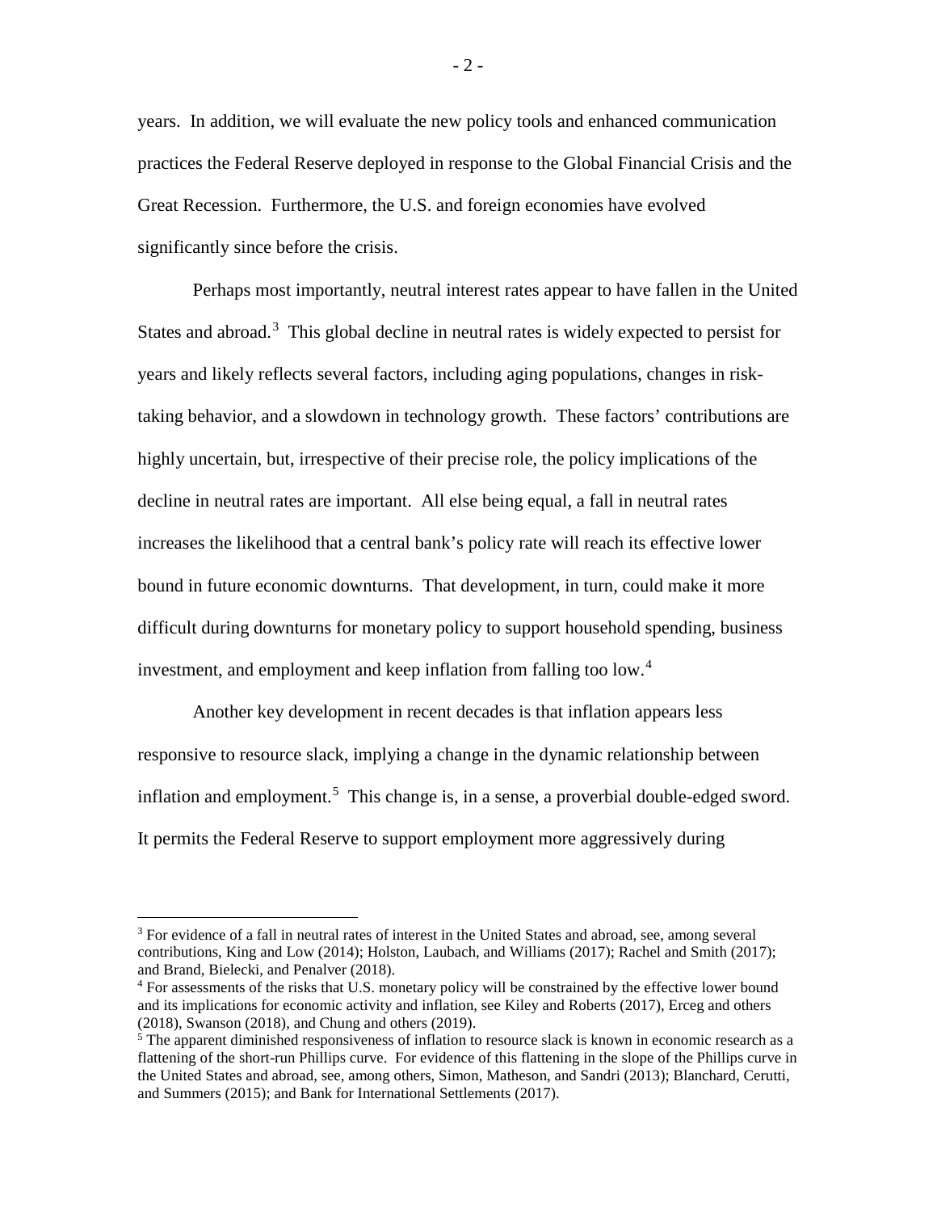years. In addition, we will evaluate the new policy tools and enhanced communication practices the Federal Reserve deployed in response to the Global Financial Crisis and the Great Recession. Furthermore, the U.S. and foreign economies have evolved significantly since before the crisis.

Perhaps most importantly, neutral interest rates appear to have fallen in the United States and abroad.[3] This global decline in neutral rates is widely expected to persist for years and likely reflects several factors, including aging populations, changes in risk-taking behavior, and a slowdown in technology growth. These factors' contributions are highly uncertain, but, irrespective of their precise role, the policy implications of the decline in neutral rates are important. All else being equal, a fall in neutral rates increases the likelihood that a central bank's policy rate will reach its effective lower bound in future economic downturns. That development, in turn, could make it more difficult during downturns for monetary policy to support household spending, business investment, and employment and keep inflation from falling too low.[4]

Another key development in recent decades is that inflation appears less responsive to resource slack, implying a change in the dynamic relationship between inflation and employment.[5] This change is, in a sense, a proverbial double-edged sword. It permits the Federal Reserve to support employment more aggressively during

---

[3] For evidence of a fall in neutral rates of interest in the United States and abroad, see, among several contributions, King and Low (2014); Holston, Laubach, and Williams (2017); Rachel and Smith (2017); and Brand, Bielecki, and Penalver (2018).

[4] For assessments of the risks that U.S. monetary policy will be constrained by the effective lower bound and its implications for economic activity and inflation, see Kiley and Roberts (2017), Erceg and others (2018), Swanson (2018), and Chung and others (2019).

[5] The apparent diminished responsiveness of inflation to resource slack is known in economic research as a flattening of the short-run Phillips curve. For evidence of this flattening in the slope of the Phillips curve in the United States and abroad, see, among others, Simon, Matheson, and Sandri (2013); Blanchard, Cerutti, and Summers (2015); and Bank for International Settlements (2017).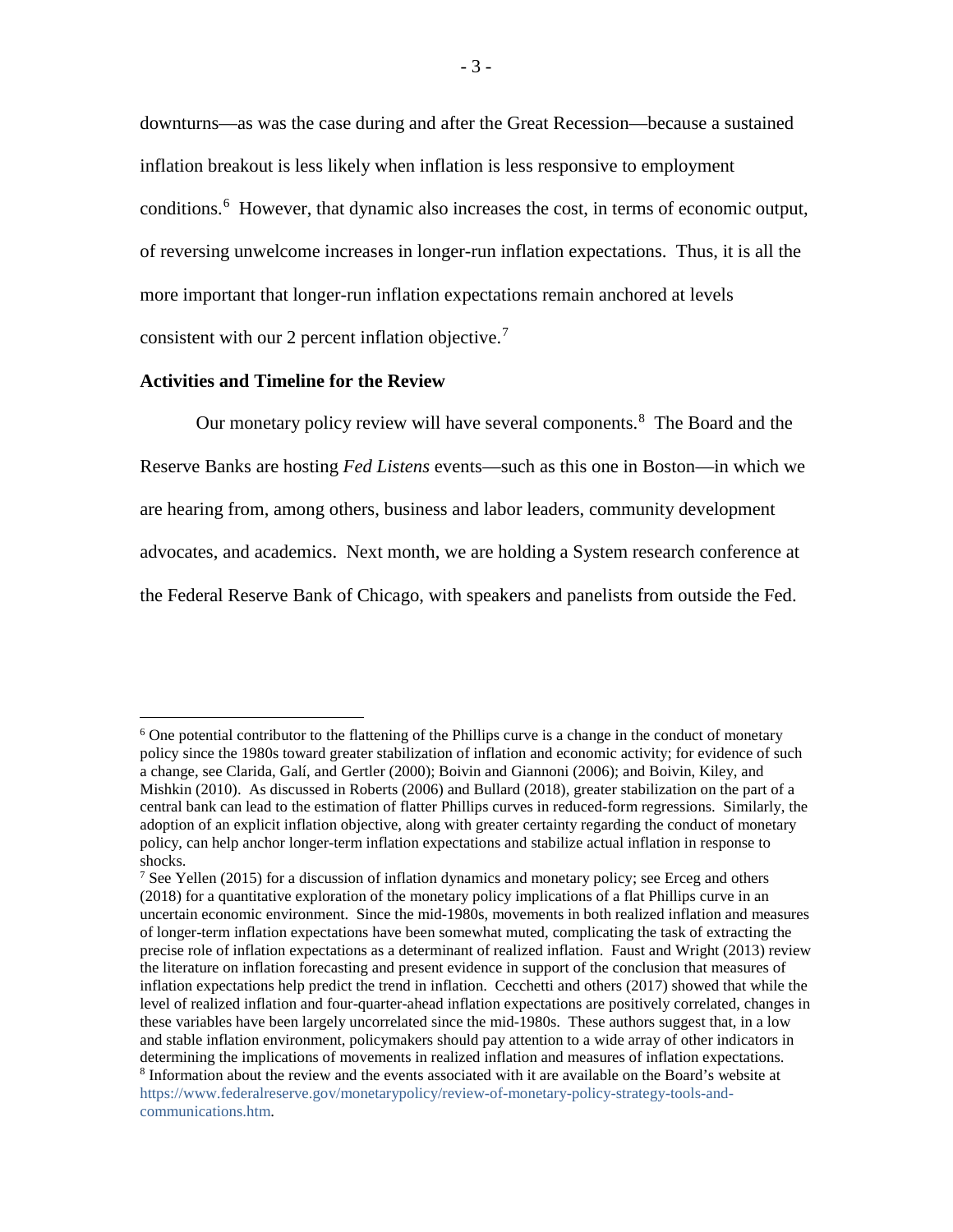downturns—as was the case during and after the Great Recession—because a sustained inflation breakout is less likely when inflation is less responsive to employment conditions.[6] However, that dynamic also increases the cost, in terms of economic output, of reversing unwelcome increases in longer-run inflation expectations. Thus, it is all the more important that longer-run inflation expectations remain anchored at levels consistent with our 2 percent inflation objective.[7]

**Activities and Timeline for the Review**

Our monetary policy review will have several components.[8] The Board and the Reserve Banks are hosting *Fed Listens* events—such as this one in Boston—in which we are hearing from, among others, business and labor leaders, community development advocates, and academics. Next month, we are holding a System research conference at the Federal Reserve Bank of Chicago, with speakers and panelists from outside the Fed.

---

[6] One potential contributor to the flattening of the Phillips curve is a change in the conduct of monetary policy since the 1980s toward greater stabilization of inflation and economic activity; for evidence of such a change, see Clarida, Galí, and Gertler (2000); Boivin and Giannoni (2006); and Boivin, Kiley, and Mishkin (2010). As discussed in Roberts (2006) and Bullard (2018), greater stabilization on the part of a central bank can lead to the estimation of flatter Phillips curves in reduced-form regressions. Similarly, the adoption of an explicit inflation objective, along with greater certainty regarding the conduct of monetary policy, can help anchor longer-term inflation expectations and stabilize actual inflation in response to shocks.

[7] See Yellen (2015) for a discussion of inflation dynamics and monetary policy; see Erceg and others (2018) for a quantitative exploration of the monetary policy implications of a flat Phillips curve in an uncertain economic environment. Since the mid-1980s, movements in both realized inflation and measures of longer-term inflation expectations have been somewhat muted, complicating the task of extracting the precise role of inflation expectations as a determinant of realized inflation. Faust and Wright (2013) review the literature on inflation forecasting and present evidence in support of the conclusion that measures of inflation expectations help predict the trend in inflation. Cecchetti and others (2017) showed that while the level of realized inflation and four-quarter-ahead inflation expectations are positively correlated, changes in these variables have been largely uncorrelated since the mid-1980s. These authors suggest that, in a low and stable inflation environment, policymakers should pay attention to a wide array of other indicators in determining the implications of movements in realized inflation and measures of inflation expectations.

[8] Information about the review and the events associated with it are available on the Board's website at https://www.federalreserve.gov/monetarypolicy/review-of-monetary-policy-strategy-tools-and-communications.htm.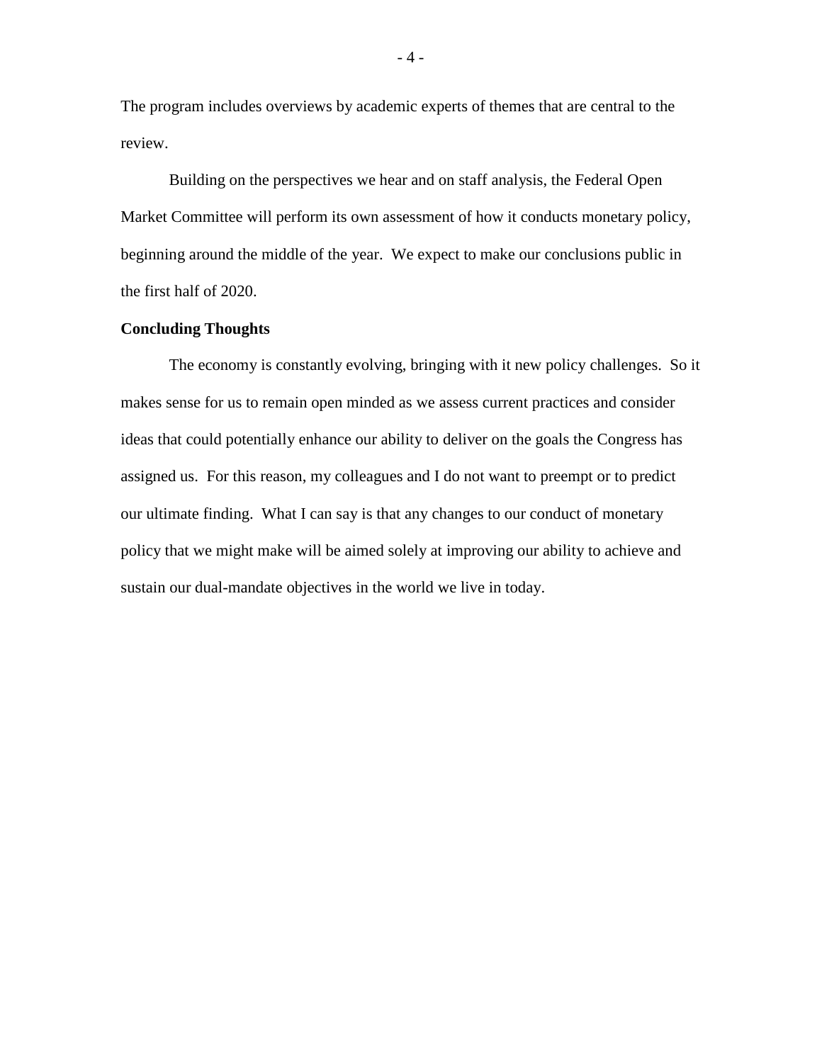The program includes overviews by academic experts of themes that are central to the review.

Building on the perspectives we hear and on staff analysis, the Federal Open Market Committee will perform its own assessment of how it conducts monetary policy, beginning around the middle of the year. We expect to make our conclusions public in the first half of 2020.

**Concluding Thoughts**

The economy is constantly evolving, bringing with it new policy challenges. So it makes sense for us to remain open minded as we assess current practices and consider ideas that could potentially enhance our ability to deliver on the goals the Congress has assigned us. For this reason, my colleagues and I do not want to preempt or to predict our ultimate finding. What I can say is that any changes to our conduct of monetary policy that we might make will be aimed solely at improving our ability to achieve and sustain our dual-mandate objectives in the world we live in today.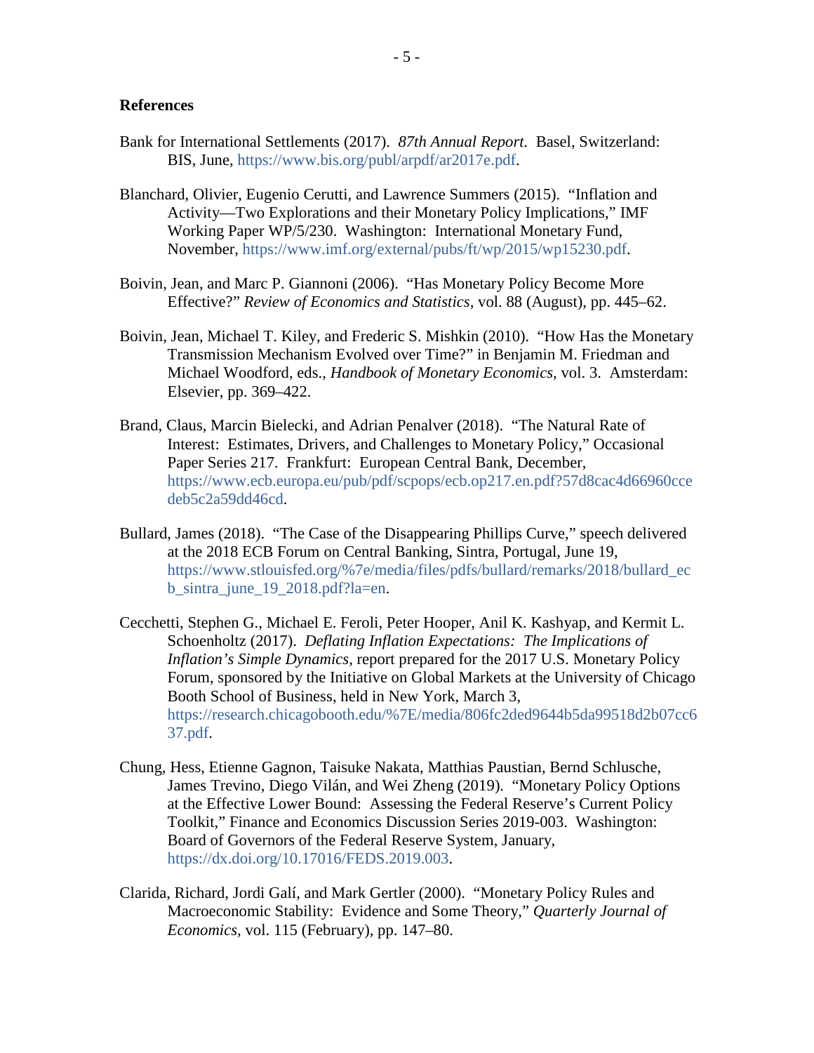**References**

Bank for International Settlements (2017). *87th Annual Report.* Basel, Switzerland: BIS, June, https://www.bis.org/publ/arpdf/ar2017e.pdf.

Blanchard, Olivier, Eugenio Cerutti, and Lawrence Summers (2015). "Inflation and Activity—Two Explorations and their Monetary Policy Implications," IMF Working Paper WP/5/230. Washington: International Monetary Fund, November, https://www.imf.org/external/pubs/ft/wp/2015/wp15230.pdf.

Boivin, Jean, and Marc P. Giannoni (2006). "Has Monetary Policy Become More Effective?" *Review of Economics and Statistics,* vol. 88 (August), pp. 445–62.

Boivin, Jean, Michael T. Kiley, and Frederic S. Mishkin (2010). "How Has the Monetary Transmission Mechanism Evolved over Time?" in Benjamin M. Friedman and Michael Woodford, eds., *Handbook of Monetary Economics,* vol. 3. Amsterdam: Elsevier, pp. 369–422.

Brand, Claus, Marcin Bielecki, and Adrian Penalver (2018). "The Natural Rate of Interest: Estimates, Drivers, and Challenges to Monetary Policy," Occasional Paper Series 217. Frankfurt: European Central Bank, December, https://www.ecb.europa.eu/pub/pdf/scpops/ecb.op217.en.pdf?57d8cac4d66960ccedeb5c2a59dd46cd.

Bullard, James (2018). "The Case of the Disappearing Phillips Curve," speech delivered at the 2018 ECB Forum on Central Banking, Sintra, Portugal, June 19, https://www.stlouisfed.org/%7e/media/files/pdfs/bullard/remarks/2018/bullard_ecb_sintra_june_19_2018.pdf?la=en.

Cecchetti, Stephen G., Michael E. Feroli, Peter Hooper, Anil K. Kashyap, and Kermit L. Schoenholtz (2017). *Deflating Inflation Expectations: The Implications of Inflation's Simple Dynamics,* report prepared for the 2017 U.S. Monetary Policy Forum, sponsored by the Initiative on Global Markets at the University of Chicago Booth School of Business, held in New York, March 3, https://research.chicagobooth.edu/%7E/media/806fc2ded9644b5da99518d2b07cc637.pdf.

Chung, Hess, Etienne Gagnon, Taisuke Nakata, Matthias Paustian, Bernd Schlusche, James Trevino, Diego Vilán, and Wei Zheng (2019). "Monetary Policy Options at the Effective Lower Bound: Assessing the Federal Reserve's Current Policy Toolkit," Finance and Economics Discussion Series 2019-003. Washington: Board of Governors of the Federal Reserve System, January, https://dx.doi.org/10.17016/FEDS.2019.003.

Clarida, Richard, Jordi Galí, and Mark Gertler (2000). "Monetary Policy Rules and Macroeconomic Stability: Evidence and Some Theory," *Quarterly Journal of Economics,* vol. 115 (February), pp. 147–80.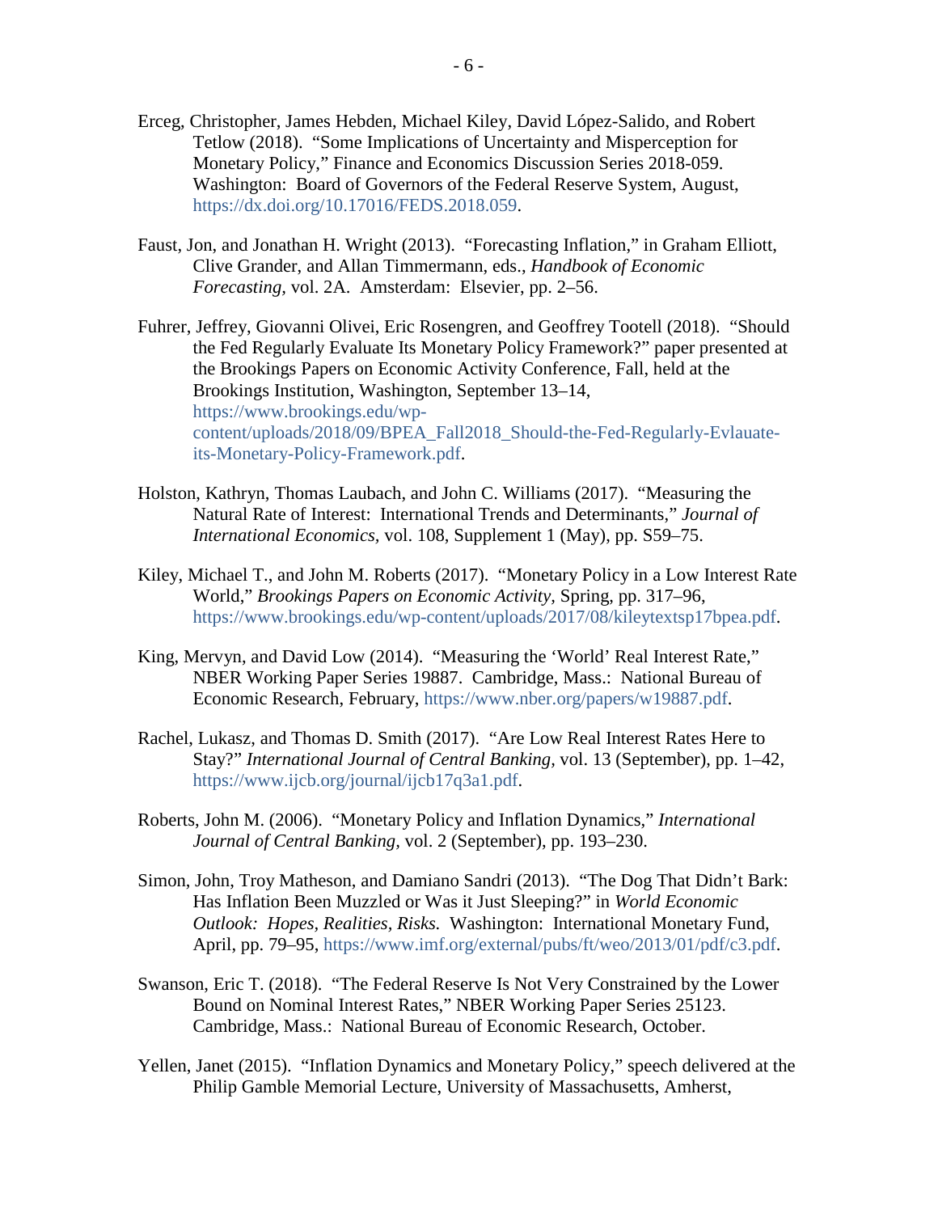Erceg, Christopher, James Hebden, Michael Kiley, David López-Salido, and Robert Tetlow (2018). "Some Implications of Uncertainty and Misperception for Monetary Policy," Finance and Economics Discussion Series 2018-059. Washington: Board of Governors of the Federal Reserve System, August, https://dx.doi.org/10.17016/FEDS.2018.059.

Faust, Jon, and Jonathan H. Wright (2013). "Forecasting Inflation," in Graham Elliott, Clive Grander, and Allan Timmermann, eds., *Handbook of Economic Forecasting,* vol. 2A. Amsterdam: Elsevier, pp. 2–56.

Fuhrer, Jeffrey, Giovanni Olivei, Eric Rosengren, and Geoffrey Tootell (2018). "Should the Fed Regularly Evaluate Its Monetary Policy Framework?" paper presented at the Brookings Papers on Economic Activity Conference, Fall, held at the Brookings Institution, Washington, September 13–14, https://www.brookings.edu/wp-content/uploads/2018/09/BPEA_Fall2018_Should-the-Fed-Regularly-Evlauate-its-Monetary-Policy-Framework.pdf.

Holston, Kathryn, Thomas Laubach, and John C. Williams (2017). "Measuring the Natural Rate of Interest: International Trends and Determinants," *Journal of International Economics,* vol. 108, Supplement 1 (May), pp. S59–75.

Kiley, Michael T., and John M. Roberts (2017). "Monetary Policy in a Low Interest Rate World," *Brookings Papers on Economic Activity,* Spring, pp. 317–96, https://www.brookings.edu/wp-content/uploads/2017/08/kileytextsp17bpea.pdf.

King, Mervyn, and David Low (2014). "Measuring the 'World' Real Interest Rate," NBER Working Paper Series 19887. Cambridge, Mass.: National Bureau of Economic Research, February, https://www.nber.org/papers/w19887.pdf.

Rachel, Lukasz, and Thomas D. Smith (2017). "Are Low Real Interest Rates Here to Stay?" *International Journal of Central Banking,* vol. 13 (September), pp. 1–42, https://www.ijcb.org/journal/ijcb17q3a1.pdf.

Roberts, John M. (2006). "Monetary Policy and Inflation Dynamics," *International Journal of Central Banking,* vol. 2 (September), pp. 193–230.

Simon, John, Troy Matheson, and Damiano Sandri (2013). "The Dog That Didn't Bark: Has Inflation Been Muzzled or Was it Just Sleeping?" in *World Economic Outlook: Hopes, Realities, Risks.* Washington: International Monetary Fund, April, pp. 79–95, https://www.imf.org/external/pubs/ft/weo/2013/01/pdf/c3.pdf.

Swanson, Eric T. (2018). "The Federal Reserve Is Not Very Constrained by the Lower Bound on Nominal Interest Rates," NBER Working Paper Series 25123. Cambridge, Mass.: National Bureau of Economic Research, October.

Yellen, Janet (2015). "Inflation Dynamics and Monetary Policy," speech delivered at the Philip Gamble Memorial Lecture, University of Massachusetts, Amherst,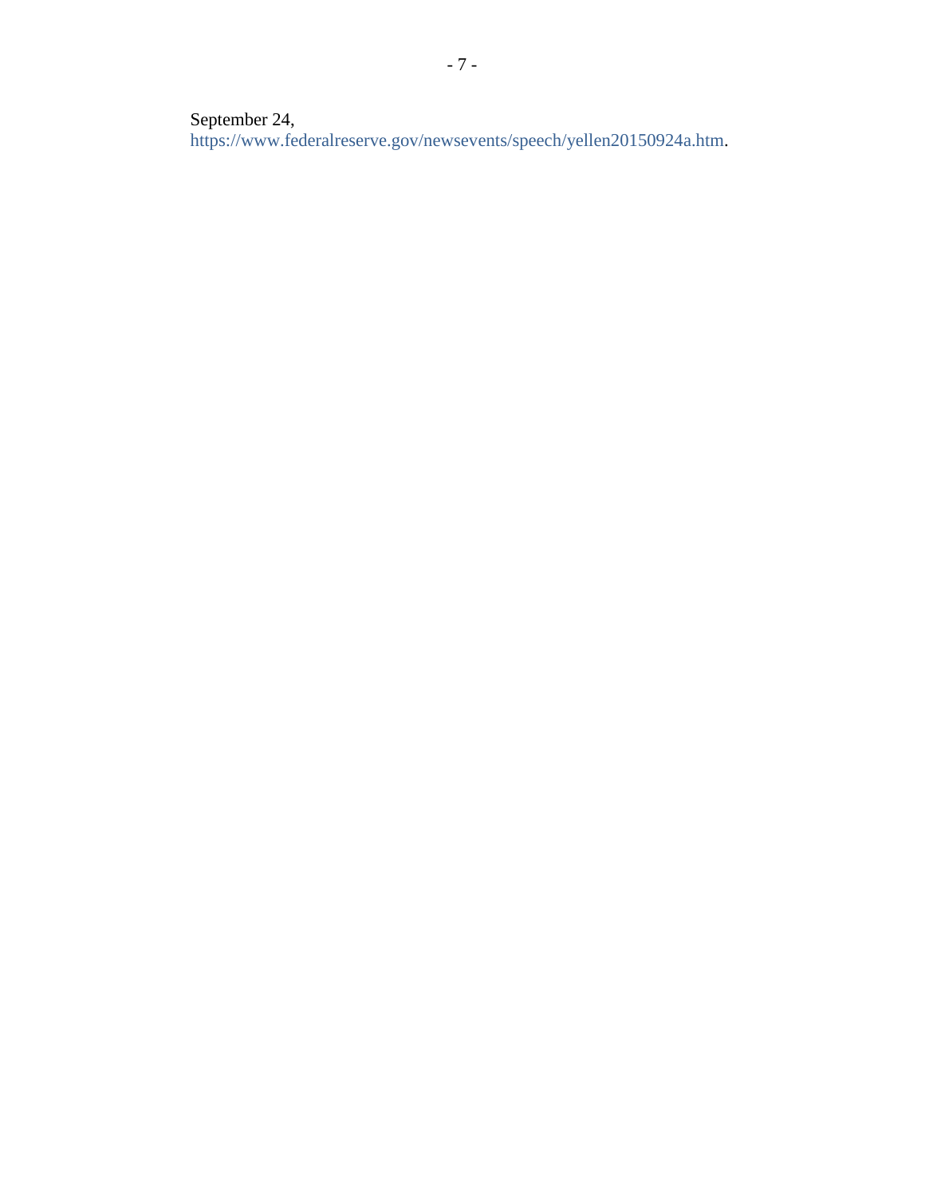September 24,
https://www.federalreserve.gov/newsevents/speech/yellen20150924a.htm.